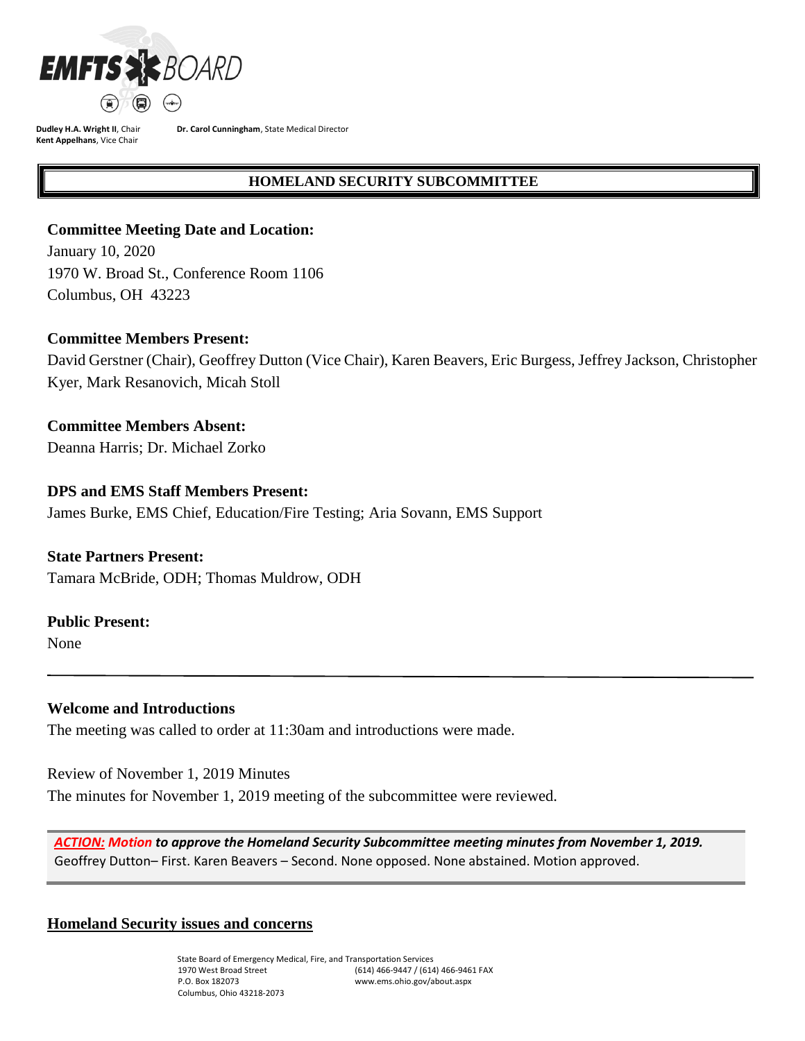**Dudley H.A. Wright II**, Chair
**Kent Appelhans**, Vice Chair

**Dr. Carol Cunningham**, State Medical Director

# HOMELAND SECURITY SUBCOMMITTEE

**Committee Meeting Date and Location:**
January 10, 2020
1970 W. Broad St., Conference Room 1106
Columbus, OH 43223

**Committee Members Present:**
David Gerstner (Chair), Geoffrey Dutton (Vice Chair), Karen Beavers, Eric Burgess, Jeffrey Jackson, Christopher Kyer, Mark Resanovich, Micah Stoll

**Committee Members Absent:**
Deanna Harris; Dr. Michael Zorko

**DPS and EMS Staff Members Present:**
James Burke, EMS Chief, Education/Fire Testing; Aria Sovann, EMS Support

**State Partners Present:**
Tamara McBride, ODH; Thomas Muldrow, ODH

**Public Present:**
None

---

**Welcome and Introductions**
The meeting was called to order at 11:30am and introductions were made.

Review of November 1, 2019 Minutes
The minutes for November 1, 2019 meeting of the subcommittee were reviewed.

> ***ACTION: Motion to approve the Homeland Security Subcommittee meeting minutes from November 1, 2019.***
> Geoffrey Dutton– First. Karen Beavers – Second. None opposed. None abstained. Motion approved.

**Homeland Security issues and concerns**

State Board of Emergency Medical, Fire, and Transportation Services
1970 West Broad Street
P.O. Box 182073
Columbus, Ohio 43218-2073
(614) 466-9447 / (614) 466-9461 FAX
www.ems.ohio.gov/about.aspx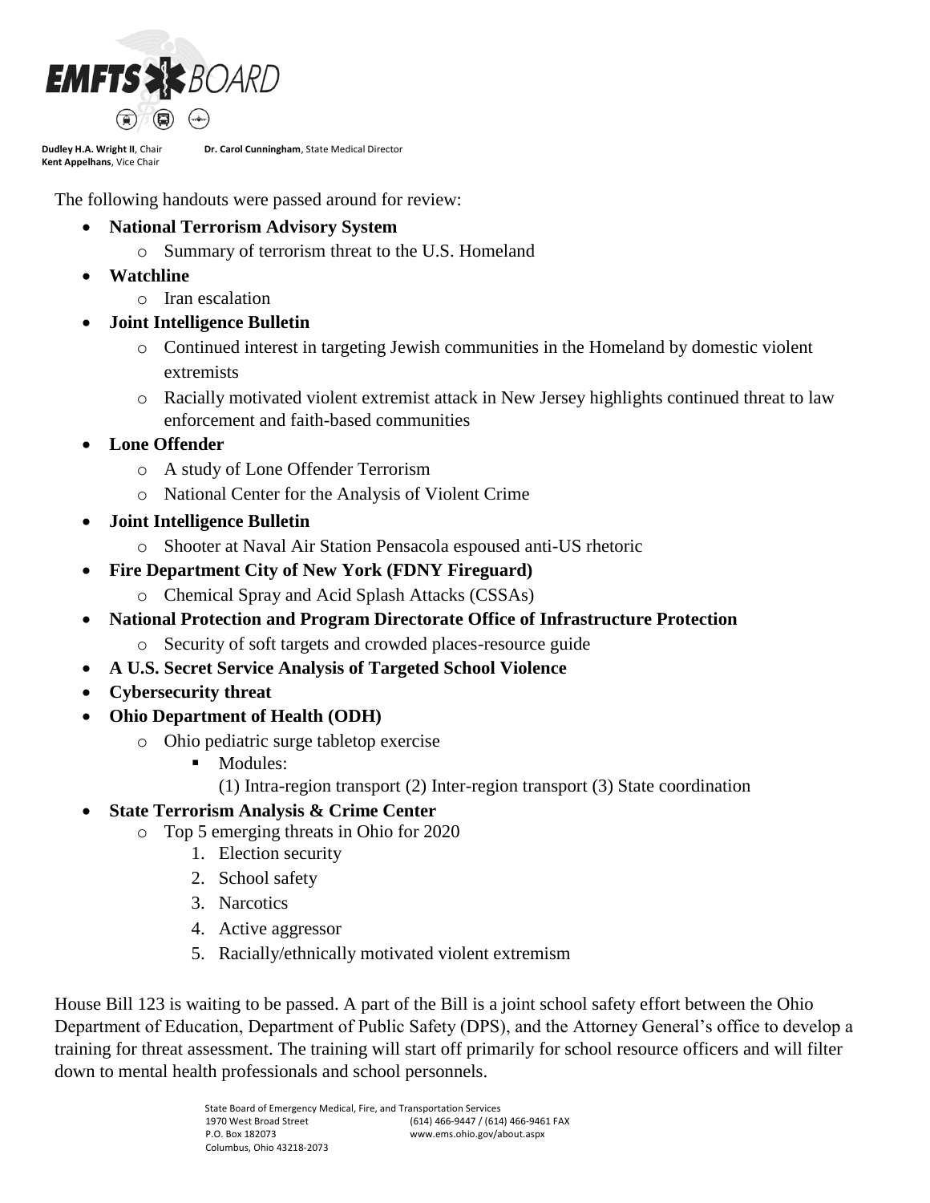The following handouts were passed around for review:

- **National Terrorism Advisory System**
  - Summary of terrorism threat to the U.S. Homeland
- **Watchline**
  - Iran escalation
- **Joint Intelligence Bulletin**
  - Continued interest in targeting Jewish communities in the Homeland by domestic violent extremists
  - Racially motivated violent extremist attack in New Jersey highlights continued threat to law enforcement and faith-based communities
- **Lone Offender**
  - A study of Lone Offender Terrorism
  - National Center for the Analysis of Violent Crime
- **Joint Intelligence Bulletin**
  - Shooter at Naval Air Station Pensacola espoused anti-US rhetoric
- **Fire Department City of New York (FDNY Fireguard)**
  - Chemical Spray and Acid Splash Attacks (CSSAs)
- **National Protection and Program Directorate Office of Infrastructure Protection**
  - Security of soft targets and crowded places-resource guide
- **A U.S. Secret Service Analysis of Targeted School Violence**
- **Cybersecurity threat**
- **Ohio Department of Health (ODH)**
  - Ohio pediatric surge tabletop exercise
    - Modules:
      (1) Intra-region transport (2) Inter-region transport (3) State coordination
- **State Terrorism Analysis & Crime Center**
  - Top 5 emerging threats in Ohio for 2020
    1. Election security
    2. School safety
    3. Narcotics
    4. Active aggressor
    5. Racially/ethnically motivated violent extremism

House Bill 123 is waiting to be passed. A part of the Bill is a joint school safety effort between the Ohio Department of Education, Department of Public Safety (DPS), and the Attorney General's office to develop a training for threat assessment. The training will start off primarily for school resource officers and will filter down to mental health professionals and school personnels.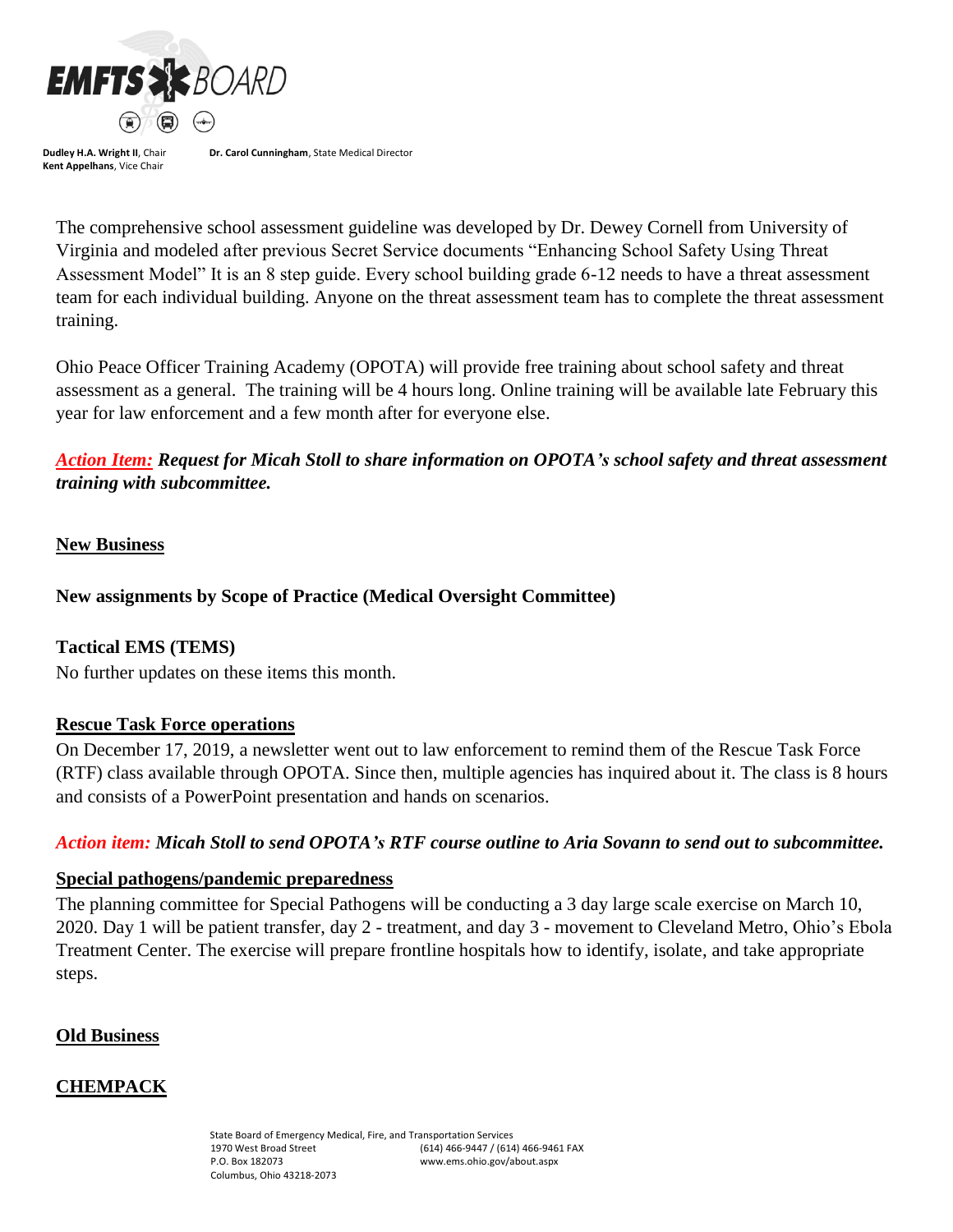The comprehensive school assessment guideline was developed by Dr. Dewey Cornell from University of Virginia and modeled after previous Secret Service documents "Enhancing School Safety Using Threat Assessment Model" It is an 8 step guide. Every school building grade 6-12 needs to have a threat assessment team for each individual building. Anyone on the threat assessment team has to complete the threat assessment training.

Ohio Peace Officer Training Academy (OPOTA) will provide free training about school safety and threat assessment as a general. The training will be 4 hours long. Online training will be available late February this year for law enforcement and a few month after for everyone else.

***Action Item:* *Request for Micah Stoll to share information on OPOTA's school safety and threat assessment training with subcommittee.***

## New Business

### New assignments by Scope of Practice (Medical Oversight Committee)

### Tactical EMS (TEMS)

No further updates on these items this month.

### Rescue Task Force operations

On December 17, 2019, a newsletter went out to law enforcement to remind them of the Rescue Task Force (RTF) class available through OPOTA. Since then, multiple agencies has inquired about it. The class is 8 hours and consists of a PowerPoint presentation and hands on scenarios.

***Action item: Micah Stoll to send OPOTA's RTF course outline to Aria Sovann to send out to subcommittee.***

### Special pathogens/pandemic preparedness

The planning committee for Special Pathogens will be conducting a 3 day large scale exercise on March 10, 2020. Day 1 will be patient transfer, day 2 - treatment, and day 3 - movement to Cleveland Metro, Ohio's Ebola Treatment Center. The exercise will prepare frontline hospitals how to identify, isolate, and take appropriate steps.

## Old Business

### CHEMPACK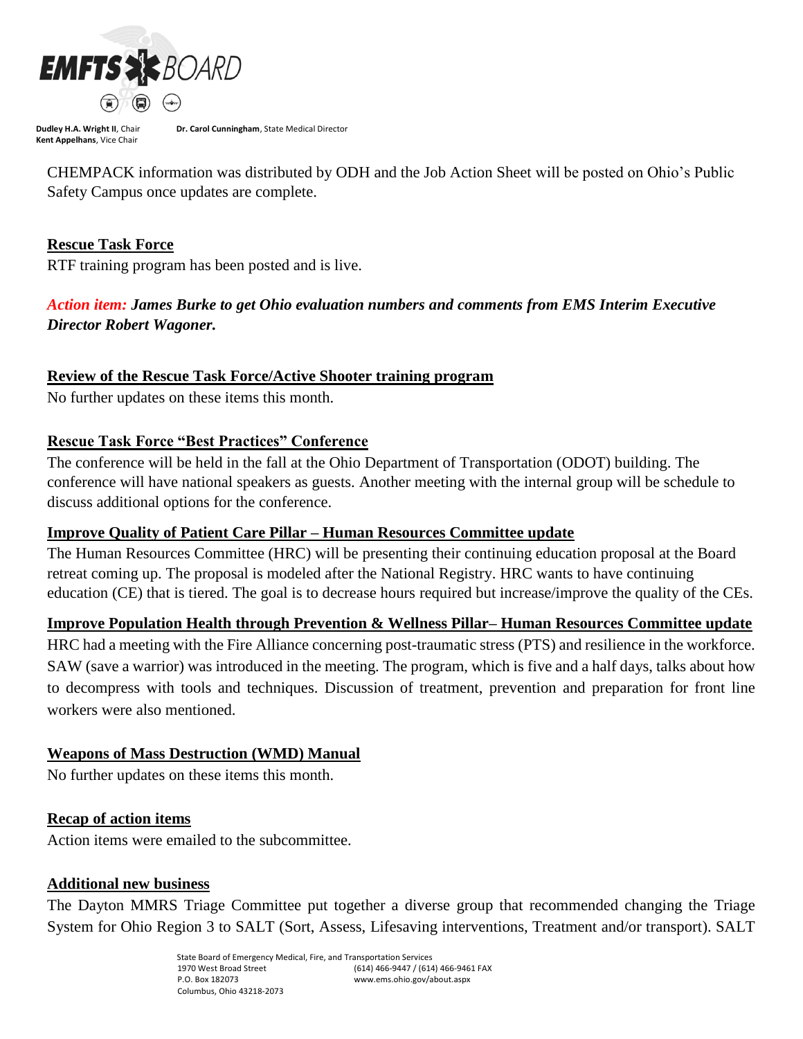CHEMPACK information was distributed by ODH and the Job Action Sheet will be posted on Ohio's Public Safety Campus once updates are complete.

**Rescue Task Force**

RTF training program has been posted and is live.

***Action item: James Burke to get Ohio evaluation numbers and comments from EMS Interim Executive Director Robert Wagoner.***

**Review of the Rescue Task Force/Active Shooter training program**

No further updates on these items this month.

**Rescue Task Force "Best Practices" Conference**

The conference will be held in the fall at the Ohio Department of Transportation (ODOT) building. The conference will have national speakers as guests. Another meeting with the internal group will be schedule to discuss additional options for the conference.

**Improve Quality of Patient Care Pillar – Human Resources Committee update**

The Human Resources Committee (HRC) will be presenting their continuing education proposal at the Board retreat coming up. The proposal is modeled after the National Registry. HRC wants to have continuing education (CE) that is tiered. The goal is to decrease hours required but increase/improve the quality of the CEs.

**Improve Population Health through Prevention & Wellness Pillar– Human Resources Committee update**

HRC had a meeting with the Fire Alliance concerning post-traumatic stress (PTS) and resilience in the workforce. SAW (save a warrior) was introduced in the meeting. The program, which is five and a half days, talks about how to decompress with tools and techniques. Discussion of treatment, prevention and preparation for front line workers were also mentioned.

**Weapons of Mass Destruction (WMD) Manual**

No further updates on these items this month.

**Recap of action items**

Action items were emailed to the subcommittee.

**Additional new business**

The Dayton MMRS Triage Committee put together a diverse group that recommended changing the Triage System for Ohio Region 3 to SALT (Sort, Assess, Lifesaving interventions, Treatment and/or transport). SALT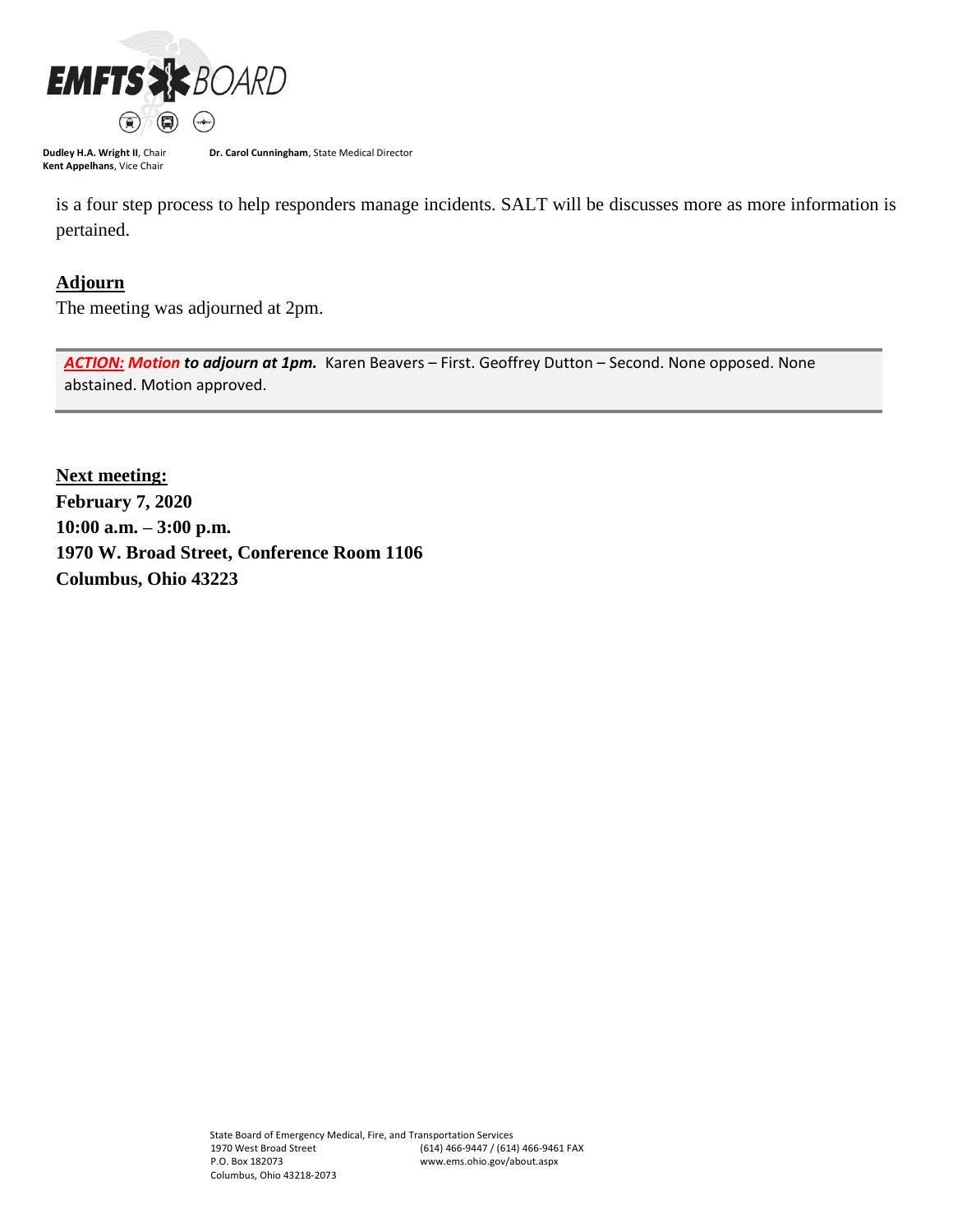is a four step process to help responders manage incidents. SALT will be discusses more as more information is pertained.

## Adjourn

The meeting was adjourned at 2pm.

***ACTION: Motion to adjourn at 1pm.*** Karen Beavers – First. Geoffrey Dutton – Second. None opposed. None abstained. Motion approved.

**Next meeting:**
**February 7, 2020**
**10:00 a.m. – 3:00 p.m.**
**1970 W. Broad Street, Conference Room 1106**
**Columbus, Ohio 43223**